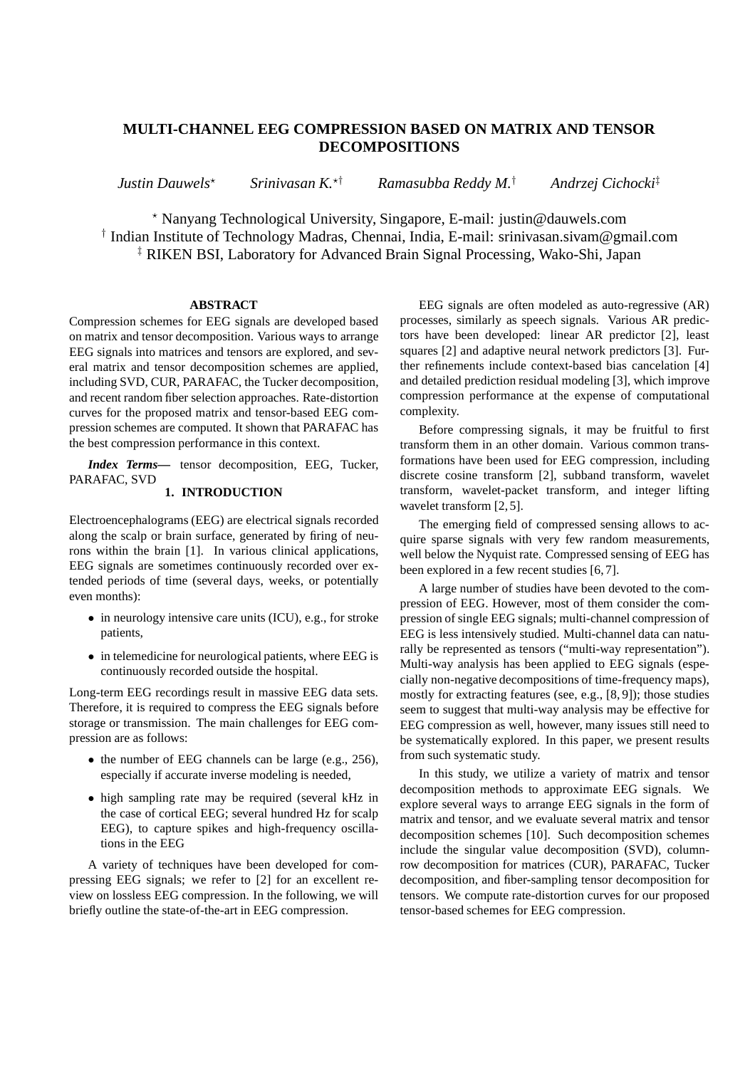# MULTI-CHANNEL EEG COMPRESSION BASED ON MATRIX AND TENSOR DECOMPOSITIONS

*Justin Dauwels*[⋆] *Srinivasan K.*[⋆†] *Ramasubba Reddy M.*[†] *Andrzej Cichocki*[‡]

[⋆] Nanyang Technological University, Singapore, E-mail: justin@dauwels.com
[†] Indian Institute of Technology Madras, Chennai, India, E-mail: srinivasan.sivam@gmail.com
[‡] RIKEN BSI, Laboratory for Advanced Brain Signal Processing, Wako-Shi, Japan

### ABSTRACT

Compression schemes for EEG signals are developed based on matrix and tensor decomposition. Various ways to arrange EEG signals into matrices and tensors are explored, and several matrix and tensor decomposition schemes are applied, including SVD, CUR, PARAFAC, the Tucker decomposition, and recent random fiber selection approaches. Rate-distortion curves for the proposed matrix and tensor-based EEG compression schemes are computed. It shown that PARAFAC has the best compression performance in this context.

***Index Terms***— tensor decomposition, EEG, Tucker, PARAFAC, SVD

## 1. INTRODUCTION

Electroencephalograms (EEG) are electrical signals recorded along the scalp or brain surface, generated by firing of neurons within the brain [1]. In various clinical applications, EEG signals are sometimes continuously recorded over extended periods of time (several days, weeks, or potentially even months):

- in neurology intensive care units (ICU), e.g., for stroke patients,
- in telemedicine for neurological patients, where EEG is continuously recorded outside the hospital.

Long-term EEG recordings result in massive EEG data sets. Therefore, it is required to compress the EEG signals before storage or transmission. The main challenges for EEG compression are as follows:

- the number of EEG channels can be large (e.g., 256), especially if accurate inverse modeling is needed,
- high sampling rate may be required (several kHz in the case of cortical EEG; several hundred Hz for scalp EEG), to capture spikes and high-frequency oscillations in the EEG

A variety of techniques have been developed for compressing EEG signals; we refer to [2] for an excellent review on lossless EEG compression. In the following, we will briefly outline the state-of-the-art in EEG compression.

EEG signals are often modeled as auto-regressive (AR) processes, similarly as speech signals. Various AR predictors have been developed: linear AR predictor [2], least squares [2] and adaptive neural network predictors [3]. Further refinements include context-based bias cancelation [4] and detailed prediction residual modeling [3], which improve compression performance at the expense of computational complexity.

Before compressing signals, it may be fruitful to first transform them in an other domain. Various common transformations have been used for EEG compression, including discrete cosine transform [2], subband transform, wavelet transform, wavelet-packet transform, and integer lifting wavelet transform [2, 5].

The emerging field of compressed sensing allows to acquire sparse signals with very few random measurements, well below the Nyquist rate. Compressed sensing of EEG has been explored in a few recent studies [6, 7].

A large number of studies have been devoted to the compression of EEG. However, most of them consider the compression of single EEG signals; multi-channel compression of EEG is less intensively studied. Multi-channel data can naturally be represented as tensors ("multi-way representation"). Multi-way analysis has been applied to EEG signals (especially non-negative decompositions of time-frequency maps), mostly for extracting features (see, e.g., [8, 9]); those studies seem to suggest that multi-way analysis may be effective for EEG compression as well, however, many issues still need to be systematically explored. In this paper, we present results from such systematic study.

In this study, we utilize a variety of matrix and tensor decomposition methods to approximate EEG signals. We explore several ways to arrange EEG signals in the form of matrix and tensor, and we evaluate several matrix and tensor decomposition schemes [10]. Such decomposition schemes include the singular value decomposition (SVD), columnrow decomposition for matrices (CUR), PARAFAC, Tucker decomposition, and fiber-sampling tensor decomposition for tensors. We compute rate-distortion curves for our proposed tensor-based schemes for EEG compression.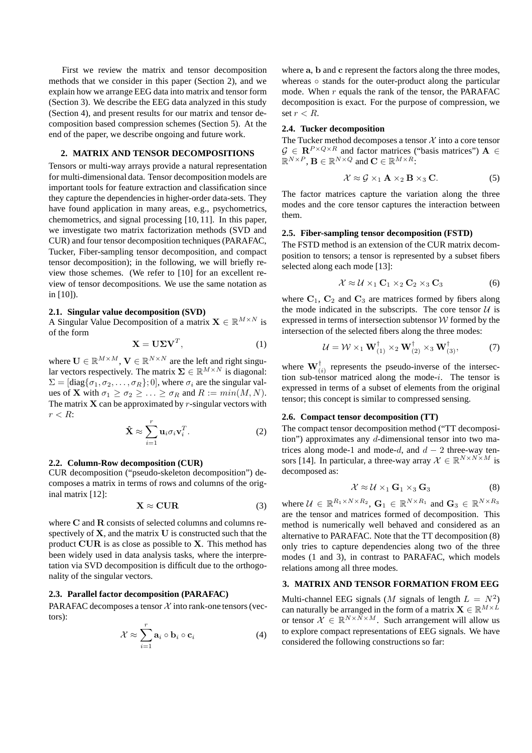First we review the matrix and tensor decomposition methods that we consider in this paper (Section 2), and we explain how we arrange EEG data into matrix and tensor form (Section 3). We describe the EEG data analyzed in this study (Section 4), and present results for our matrix and tensor decomposition based compression schemes (Section 5). At the end of the paper, we describe ongoing and future work.

## 2. MATRIX AND TENSOR DECOMPOSITIONS

Tensors or multi-way arrays provide a natural representation for multi-dimensional data. Tensor decomposition models are important tools for feature extraction and classification since they capture the dependencies in higher-order data-sets. They have found application in many areas, e.g., psychometrics, chemometrics, and signal processing [10, 11]. In this paper, we investigate two matrix factorization methods (SVD and CUR) and four tensor decomposition techniques (PARAFAC, Tucker, Fiber-sampling tensor decomposition, and compact tensor decomposition); in the following, we will briefly review those schemes. (We refer to [10] for an excellent review of tensor decompositions. We use the same notation as in [10]).

### 2.1. Singular value decomposition (SVD)

A Singular Value Decomposition of a matrix $\mathbf{X} \in \mathbb{R}^{M \times N}$ is of the form

$$\mathbf{X} = \mathbf{U} \mathbf{\Sigma} \mathbf{V}^T, \tag{1}$$

where $\mathbf{U} \in \mathbb{R}^{M \times M}$, $\mathbf{V} \in \mathbb{R}^{N \times N}$ are the left and right singular vectors respectively. The matrix $\mathbf{\Sigma} \in \mathbb{R}^{M \times N}$ is diagonal: $\Sigma = [\text{diag}\{\sigma_1, \sigma_2, \ldots, \sigma_R\}; 0]$, where $\sigma_i$ are the singular values of $\mathbf{X}$ with $\sigma_1 \geq \sigma_2 \geq \ldots \geq \sigma_R$ and $R := min(M, N)$. The matrix $\mathbf{X}$ can be approximated by $r$-singular vectors with $r < R$:

$$\hat{\mathbf{X}} \approx \sum_{i=1}^{r} \mathbf{u}_i \sigma_i \mathbf{v}_i^T. \tag{2}$$

### 2.2. Column-Row decomposition (CUR)

CUR decomposition ("pseudo-skeleton decomposition") decomposes a matrix in terms of rows and columns of the original matrix [12]:

$$\mathbf{X} \approx \mathbf{CUR} \tag{3}$$

where $\mathbf{C}$ and $\mathbf{R}$ consists of selected columns and columns respectively of $\mathbf{X}$, and the matrix $\mathbf{U}$ is constructed such that the product $\mathbf{CUR}$ is as close as possible to $\mathbf{X}$. This method has been widely used in data analysis tasks, where the interpretation via SVD decomposition is difficult due to the orthogonality of the singular vectors.

### 2.3. Parallel factor decomposition (PARAFAC)

PARAFAC decomposes a tensor $\mathcal{X}$ into rank-one tensors (vectors):

$$\mathcal{X} \approx \sum_{i=1}^{r} \mathbf{a}_i \circ \mathbf{b}_i \circ \mathbf{c}_i \tag{4}$$

where $\mathbf{a}$, $\mathbf{b}$ and $\mathbf{c}$ represent the factors along the three modes, whereas $\circ$ stands for the outer-product along the particular mode. When $r$ equals the rank of the tensor, the PARAFAC decomposition is exact. For the purpose of compression, we set $r < R$.

### 2.4. Tucker decomposition

The Tucker method decomposes a tensor $\mathcal{X}$ into a core tensor $\mathcal{G} \in \mathbf{R}^{P \times Q \times R}$ and factor matrices ("basis matrices") $\mathbf{A} \in \mathbb{R}^{N \times P}$, $\mathbf{B} \in \mathbb{R}^{N \times Q}$ and $\mathbf{C} \in \mathbb{R}^{M \times R}$:

$$\mathcal{X} \approx \mathcal{G} \times_1 \mathbf{A} \times_2 \mathbf{B} \times_3 \mathbf{C}. \tag{5}$$

The factor matrices capture the variation along the three modes and the core tensor captures the interaction between them.

### 2.5. Fiber-sampling tensor decomposition (FSTD)

The FSTD method is an extension of the CUR matrix decomposition to tensors; a tensor is represented by a subset fibers selected along each mode [13]:

$$\mathcal{X} \approx \mathcal{U} \times_1 \mathbf{C}_1 \times_2 \mathbf{C}_2 \times_3 \mathbf{C}_3 \tag{6}$$

where $\mathbf{C}_1$, $\mathbf{C}_2$ and $\mathbf{C}_3$ are matrices formed by fibers along the mode indicated in the subscripts. The core tensor $\mathcal{U}$ is expressed in terms of intersection subtensor $\mathcal{W}$ formed by the intersection of the selected fibers along the three modes:

$$\mathcal{U} = \mathcal{W} \times_1 \mathbf{W}_{(1)}^{\dagger} \times_2 \mathbf{W}_{(2)}^{\dagger} \times_3 \mathbf{W}_{(3)}^{\dagger}, \tag{7}$$

where $\mathbf{W}_{(i)}^{\dagger}$ represents the pseudo-inverse of the intersection sub-tensor matriced along the mode-$i$. The tensor is expressed in terms of a subset of elements from the original tensor; this concept is similar to compressed sensing.

### 2.6. Compact tensor decomposition (TT)

The compact tensor decomposition method ("TT decomposition") approximates any $d$-dimensional tensor into two matrices along mode-1 and mode-$d$, and $d-2$ three-way tensors [14]. In particular, a three-way array $\mathcal{X} \in \mathbb{R}^{N \times N \times M}$ is decomposed as:

$$\mathcal{X} \approx \mathcal{U} \times_1 \mathbf{G}_1 \times_3 \mathbf{G}_3 \tag{8}$$

where $\mathcal{U} \in \mathbb{R}^{R_1 \times N \times R_2}$, $\mathbf{G}_1 \in \mathbb{R}^{N \times R_1}$ and $\mathbf{G}_3 \in \mathbb{R}^{N \times R_3}$ are the tensor and matrices formed of decomposition. This method is numerically well behaved and considered as an alternative to PARAFAC. Note that the TT decomposition (8) only tries to capture dependencies along two of the three modes (1 and 3), in contrast to PARAFAC, which models relations among all three modes.

## 3. MATRIX AND TENSOR FORMATION FROM EEG

Multi-channel EEG signals ($M$ signals of length $L = N^2$) can naturally be arranged in the form of a matrix $\mathbf{X} \in \mathbb{R}^{M \times L}$ or tensor $\mathcal{X} \in \mathbb{R}^{N \times N \times M}$. Such arrangement will allow us to explore compact representations of EEG signals. We have considered the following constructions so far: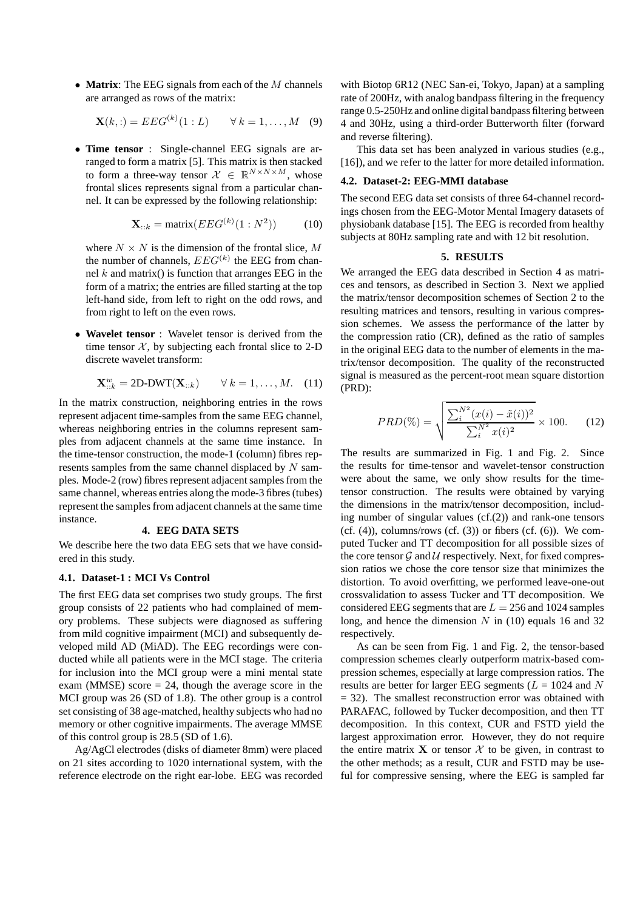- **Matrix**: The EEG signals from each of the $M$ channels are arranged as rows of the matrix:

$$\mathbf{X}(k,:) = EEG^{(k)}(1:L) \qquad \forall\, k = 1,\dots,M \quad (9)$$

- **Time tensor** : Single-channel EEG signals are arranged to form a matrix [5]. This matrix is then stacked to form a three-way tensor $\mathcal{X} \in \mathbb{R}^{N\times N\times M}$, whose frontal slices represents signal from a particular channel. It can be expressed by the following relationship:

$$\mathbf{X}_{::k} = \text{matrix}(EEG^{(k)}(1:N^2)) \qquad (10)$$

where $N \times N$ is the dimension of the frontal slice, $M$ the number of channels, $EEG^{(k)}$ the EEG from channel $k$ and matrix() is function that arranges EEG in the form of a matrix; the entries are filled starting at the top left-hand side, from left to right on the odd rows, and from right to left on the even rows.

- **Wavelet tensor** : Wavelet tensor is derived from the time tensor $\mathcal{X}$, by subjecting each frontal slice to 2-D discrete wavelet transform:

$$\mathbf{X}^{w}_{::k} = \text{2D-DWT}(\mathbf{X}_{::k}) \qquad \forall\, k = 1,\dots,M. \quad (11)$$

In the matrix construction, neighboring entries in the rows represent adjacent time-samples from the same EEG channel, whereas neighboring entries in the columns represent samples from adjacent channels at the same time instance. In the time-tensor construction, the mode-1 (column) fibres represents samples from the same channel displaced by $N$ samples. Mode-2 (row) fibres represent adjacent samples from the same channel, whereas entries along the mode-3 fibres (tubes) represent the samples from adjacent channels at the same time instance.

## 4. EEG DATA SETS

We describe here the two data EEG sets that we have considered in this study.

### 4.1. Dataset-1 : MCI Vs Control

The first EEG data set comprises two study groups. The first group consists of 22 patients who had complained of memory problems. These subjects were diagnosed as suffering from mild cognitive impairment (MCI) and subsequently developed mild AD (MiAD). The EEG recordings were conducted while all patients were in the MCI stage. The criteria for inclusion into the MCI group were a mini mental state exam (MMSE) score = 24, though the average score in the MCI group was 26 (SD of 1.8). The other group is a control set consisting of 38 age-matched, healthy subjects who had no memory or other cognitive impairments. The average MMSE of this control group is 28.5 (SD of 1.6).

Ag/AgCl electrodes (disks of diameter 8mm) were placed on 21 sites according to 1020 international system, with the reference electrode on the right ear-lobe. EEG was recorded with Biotop 6R12 (NEC San-ei, Tokyo, Japan) at a sampling rate of 200Hz, with analog bandpass filtering in the frequency range 0.5-250Hz and online digital bandpass filtering between 4 and 30Hz, using a third-order Butterworth filter (forward and reverse filtering).

This data set has been analyzed in various studies (e.g., [16]), and we refer to the latter for more detailed information.

### 4.2. Dataset-2: EEG-MMI database

The second EEG data set consists of three 64-channel recordings chosen from the EEG-Motor Mental Imagery datasets of physiobank database [15]. The EEG is recorded from healthy subjects at 80Hz sampling rate and with 12 bit resolution.

## 5. RESULTS

We arranged the EEG data described in Section 4 as matrices and tensors, as described in Section 3. Next we applied the matrix/tensor decomposition schemes of Section 2 to the resulting matrices and tensors, resulting in various compression schemes. We assess the performance of the latter by the compression ratio (CR), defined as the ratio of samples in the original EEG data to the number of elements in the matrix/tensor decomposition. The quality of the reconstructed signal is measured as the percent-root mean square distortion (PRD):

$$PRD(\%) = \sqrt{\frac{\sum_i^{N^2}(x(i)-\tilde{x}(i))^2}{\sum_i^{N^2} x(i)^2}} \times 100. \qquad (12)$$

The results are summarized in Fig. 1 and Fig. 2. Since the results for time-tensor and wavelet-tensor construction were about the same, we only show results for the time-tensor construction. The results were obtained by varying the dimensions in the matrix/tensor decomposition, including number of singular values (cf.(2)) and rank-one tensors (cf. (4)), columns/rows (cf. (3)) or fibers (cf. (6)). We computed Tucker and TT decomposition for all possible sizes of the core tensor $\mathcal{G}$ and $\mathcal{U}$ respectively. Next, for fixed compression ratios we chose the core tensor size that minimizes the distortion. To avoid overfitting, we performed leave-one-out crossvalidation to assess Tucker and TT decomposition. We considered EEG segments that are $L = 256$ and 1024 samples long, and hence the dimension $N$ in (10) equals 16 and 32 respectively.

As can be seen from Fig. 1 and Fig. 2, the tensor-based compression schemes clearly outperform matrix-based compression schemes, especially at large compression ratios. The results are better for larger EEG segments ($L$ = 1024 and $N$ = 32). The smallest reconstruction error was obtained with PARAFAC, followed by Tucker decomposition, and then TT decomposition. In this context, CUR and FSTD yield the largest approximation error. However, they do not require the entire matrix $\mathbf{X}$ or tensor $\mathcal{X}$ to be given, in contrast to the other methods; as a result, CUR and FSTD may be useful for compressive sensing, where the EEG is sampled far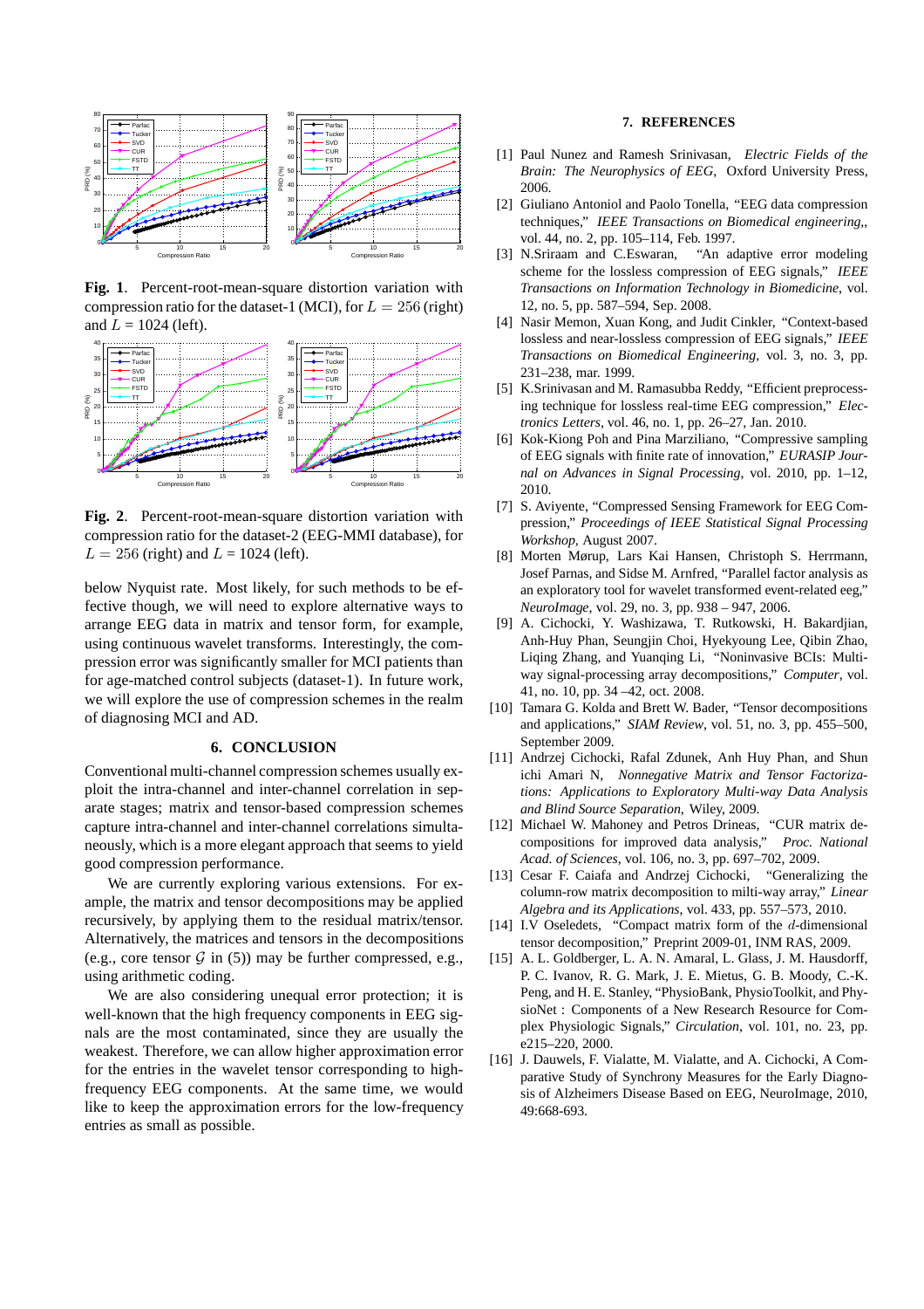PRD (%)

Compression Ratio

Parfac
Tucker
SVD
CUR
FSTD
TT

**Fig. 1**. Percent-root-mean-square distortion variation with compression ratio for the dataset-1 (MCI), for $L = 256$ (right) and $L$ = 1024 (left).

PRD (%)

Compression Ratio

Parfac
Tucker
SVD
CUR
FSTD
TT

**Fig. 2**. Percent-root-mean-square distortion variation with compression ratio for the dataset-2 (EEG-MMI database), for $L = 256$ (right) and $L = 1024$ (left).

below Nyquist rate. Most likely, for such methods to be effective though, we will need to explore alternative ways to arrange EEG data in matrix and tensor form, for example, using continuous wavelet transforms. Interestingly, the compression error was significantly smaller for MCI patients than for age-matched control subjects (dataset-1). In future work, we will explore the use of compression schemes in the realm of diagnosing MCI and AD.

## 6. CONCLUSION

Conventional multi-channel compression schemes usually exploit the intra-channel and inter-channel correlation in separate stages; matrix and tensor-based compression schemes capture intra-channel and inter-channel correlations simultaneously, which is a more elegant approach that seems to yield good compression performance.

We are currently exploring various extensions. For example, the matrix and tensor decompositions may be applied recursively, by applying them to the residual matrix/tensor. Alternatively, the matrices and tensors in the decompositions (e.g., core tensor $\mathcal{G}$ in (5)) may be further compressed, e.g., using arithmetic coding.

We are also considering unequal error protection; it is well-known that the high frequency components in EEG signals are the most contaminated, since they are usually the weakest. Therefore, we can allow higher approximation error for the entries in the wavelet tensor corresponding to high-frequency EEG components. At the same time, we would like to keep the approximation errors for the low-frequency entries as small as possible.

## 7. REFERENCES

[1] Paul Nunez and Ramesh Srinivasan, *Electric Fields of the Brain: The Neurophysics of EEG*, Oxford University Press, 2006.

[2] Giuliano Antoniol and Paolo Tonella, "EEG data compression techniques," *IEEE Transactions on Biomedical engineering,*, vol. 44, no. 2, pp. 105–114, Feb. 1997.

[3] N.Sriraam and C.Eswaran, "An adaptive error modeling scheme for the lossless compression of EEG signals," *IEEE Transactions on Information Technology in Biomedicine*, vol. 12, no. 5, pp. 587–594, Sep. 2008.

[4] Nasir Memon, Xuan Kong, and Judit Cinkler, "Context-based lossless and near-lossless compression of EEG signals," *IEEE Transactions on Biomedical Engineering*, vol. 3, no. 3, pp. 231–238, mar. 1999.

[5] K.Srinivasan and M. Ramasubba Reddy, "Efficient preprocessing technique for lossless real-time EEG compression," *Electronics Letters*, vol. 46, no. 1, pp. 26–27, Jan. 2010.

[6] Kok-Kiong Poh and Pina Marziliano, "Compressive sampling of EEG signals with finite rate of innovation," *EURASIP Journal on Advances in Signal Processing*, vol. 2010, pp. 1–12, 2010.

[7] S. Aviyente, "Compressed Sensing Framework for EEG Compression," *Proceedings of IEEE Statistical Signal Processing Workshop*, August 2007.

[8] Morten Mørup, Lars Kai Hansen, Christoph S. Herrmann, Josef Parnas, and Sidse M. Arnfred, "Parallel factor analysis as an exploratory tool for wavelet transformed event-related eeg," *NeuroImage*, vol. 29, no. 3, pp. 938 – 947, 2006.

[9] A. Cichocki, Y. Washizawa, T. Rutkowski, H. Bakardjian, Anh-Huy Phan, Seungjin Choi, Hyekyoung Lee, Qibin Zhao, Liqing Zhang, and Yuanqing Li, "Noninvasive BCIs: Multiway signal-processing array decompositions," *Computer*, vol. 41, no. 10, pp. 34 –42, oct. 2008.

[10] Tamara G. Kolda and Brett W. Bader, "Tensor decompositions and applications," *SIAM Review*, vol. 51, no. 3, pp. 455–500, September 2009.

[11] Andrzej Cichocki, Rafal Zdunek, Anh Huy Phan, and Shun ichi Amari N, *Nonnegative Matrix and Tensor Factorizations: Applications to Exploratory Multi-way Data Analysis and Blind Source Separation*, Wiley, 2009.

[12] Michael W. Mahoney and Petros Drineas, "CUR matrix decompositions for improved data analysis," *Proc. National Acad. of Sciences*, vol. 106, no. 3, pp. 697–702, 2009.

[13] Cesar F. Caiafa and Andrzej Cichocki, "Generalizing the column-row matrix decomposition to milti-way array," *Linear Algebra and its Applications*, vol. 433, pp. 557–573, 2010.

[14] I.V Oseledets, "Compact matrix form of the $d$-dimensional tensor decomposition," Preprint 2009-01, INM RAS, 2009.

[15] A. L. Goldberger, L. A. N. Amaral, L. Glass, J. M. Hausdorff, P. C. Ivanov, R. G. Mark, J. E. Mietus, G. B. Moody, C.-K. Peng, and H. E. Stanley, "PhysioBank, PhysioToolkit, and PhysioNet : Components of a New Research Resource for Complex Physiologic Signals," *Circulation*, vol. 101, no. 23, pp. e215–220, 2000.

[16] J. Dauwels, F. Vialatte, M. Vialatte, and A. Cichocki, A Comparative Study of Synchrony Measures for the Early Diagnosis of Alzheimers Disease Based on EEG, NeuroImage, 2010, 49:668-693.